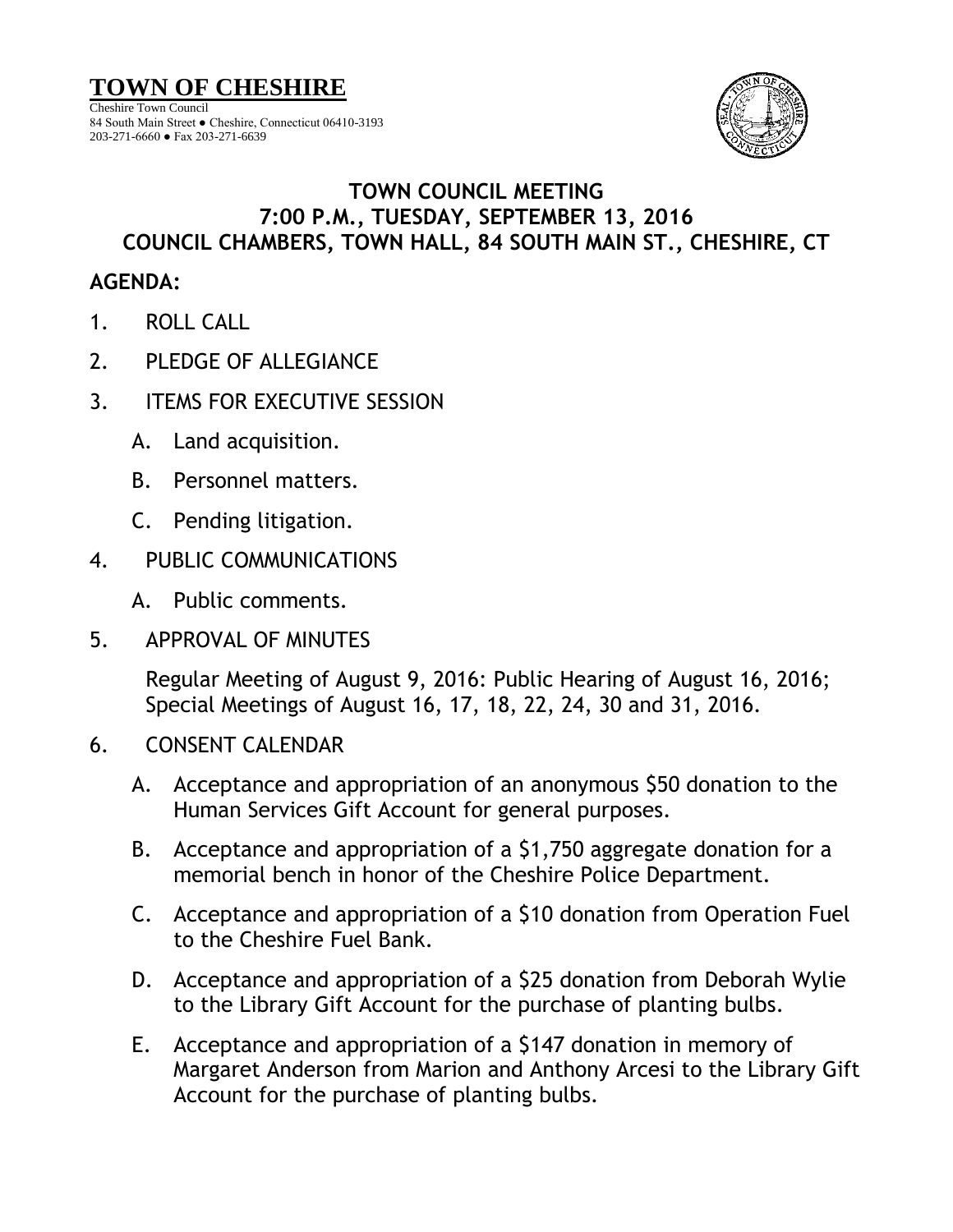# TOWN OF CHESHIRE

Cheshire Town Council
84 South Main Street ● Cheshire, Connecticut 06410-3193
203-271-6660 ● Fax 203-271-6639

## TOWN COUNCIL MEETING
## 7:00 P.M., TUESDAY, SEPTEMBER 13, 2016
## COUNCIL CHAMBERS, TOWN HALL, 84 SOUTH MAIN ST., CHESHIRE, CT

**AGENDA:**

1. ROLL CALL
2. PLEDGE OF ALLEGIANCE
3. ITEMS FOR EXECUTIVE SESSION
   - A. Land acquisition.
   - B. Personnel matters.
   - C. Pending litigation.
4. PUBLIC COMMUNICATIONS
   - A. Public comments.
5. APPROVAL OF MINUTES

   Regular Meeting of August 9, 2016: Public Hearing of August 16, 2016; Special Meetings of August 16, 17, 18, 22, 24, 30 and 31, 2016.

6. CONSENT CALENDAR
   - A. Acceptance and appropriation of an anonymous $50 donation to the Human Services Gift Account for general purposes.
   - B. Acceptance and appropriation of a $1,750 aggregate donation for a memorial bench in honor of the Cheshire Police Department.
   - C. Acceptance and appropriation of a $10 donation from Operation Fuel to the Cheshire Fuel Bank.
   - D. Acceptance and appropriation of a $25 donation from Deborah Wylie to the Library Gift Account for the purchase of planting bulbs.
   - E. Acceptance and appropriation of a $147 donation in memory of Margaret Anderson from Marion and Anthony Arcesi to the Library Gift Account for the purchase of planting bulbs.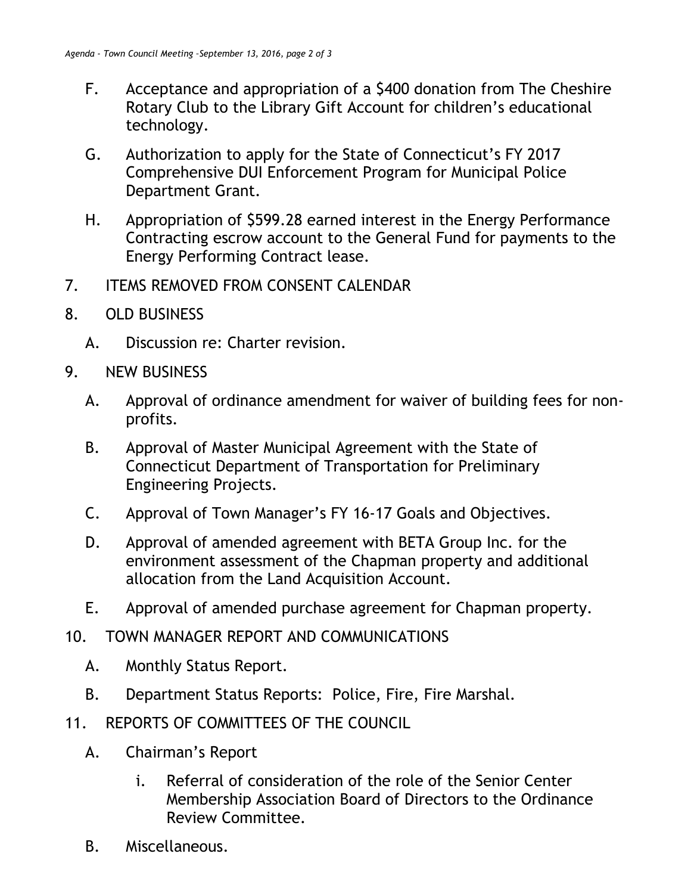F. Acceptance and appropriation of a $400 donation from The Cheshire Rotary Club to the Library Gift Account for children's educational technology.

G. Authorization to apply for the State of Connecticut's FY 2017 Comprehensive DUI Enforcement Program for Municipal Police Department Grant.

H. Appropriation of $599.28 earned interest in the Energy Performance Contracting escrow account to the General Fund for payments to the Energy Performing Contract lease.

7. ITEMS REMOVED FROM CONSENT CALENDAR

8. OLD BUSINESS

   A. Discussion re: Charter revision.

9. NEW BUSINESS

   A. Approval of ordinance amendment for waiver of building fees for non-profits.

   B. Approval of Master Municipal Agreement with the State of Connecticut Department of Transportation for Preliminary Engineering Projects.

   C. Approval of Town Manager's FY 16-17 Goals and Objectives.

   D. Approval of amended agreement with BETA Group Inc. for the environment assessment of the Chapman property and additional allocation from the Land Acquisition Account.

   E. Approval of amended purchase agreement for Chapman property.

10. TOWN MANAGER REPORT AND COMMUNICATIONS

   A. Monthly Status Report.

   B. Department Status Reports: Police, Fire, Fire Marshal.

11. REPORTS OF COMMITTEES OF THE COUNCIL

   A. Chairman's Report

      i. Referral of consideration of the role of the Senior Center Membership Association Board of Directors to the Ordinance Review Committee.

   B. Miscellaneous.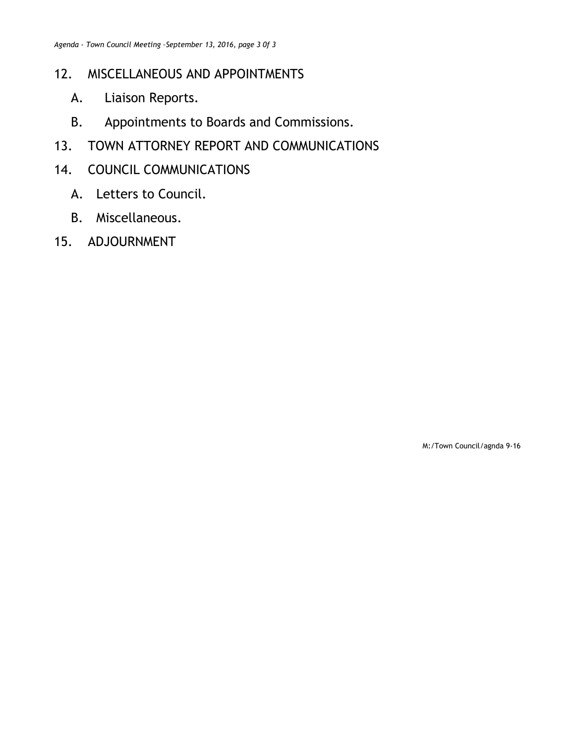12. MISCELLANEOUS AND APPOINTMENTS
    - A. Liaison Reports.
    - B. Appointments to Boards and Commissions.
13. TOWN ATTORNEY REPORT AND COMMUNICATIONS
14. COUNCIL COMMUNICATIONS
    - A. Letters to Council.
    - B. Miscellaneous.
15. ADJOURNMENT

M:/Town Council/agnda 9-16